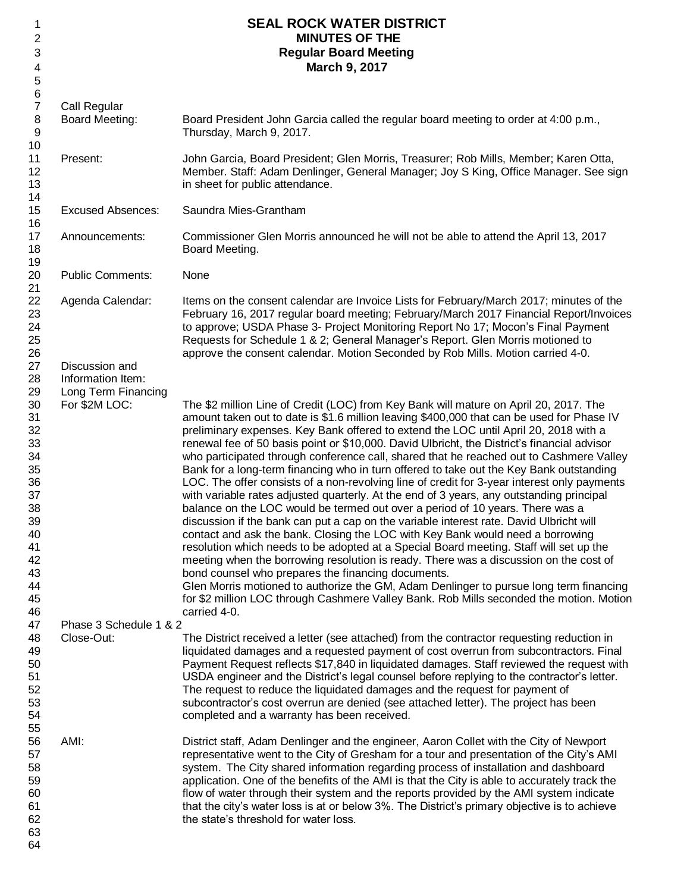# SEAL ROCK WATER DISTRICT

## MINUTES OF THE

## Regular Board Meeting

## March 9, 2017

**Call Regular Board Meeting:** Board President John Garcia called the regular board meeting to order at 4:00 p.m., Thursday, March 9, 2017.

**Present:** John Garcia, Board President; Glen Morris, Treasurer; Rob Mills, Member; Karen Otta, Member. Staff: Adam Denlinger, General Manager; Joy S King, Office Manager. See sign in sheet for public attendance.

**Excused Absences:** Saundra Mies-Grantham

**Announcements:** Commissioner Glen Morris announced he will not be able to attend the April 13, 2017 Board Meeting.

**Public Comments:** None

**Agenda Calendar:** Items on the consent calendar are Invoice Lists for February/March 2017; minutes of the February 16, 2017 regular board meeting; February/March 2017 Financial Report/Invoices to approve; USDA Phase 3- Project Monitoring Report No 17; Mocon's Final Payment Requests for Schedule 1 & 2; General Manager's Report. Glen Morris motioned to approve the consent calendar. Motion Seconded by Rob Mills. Motion carried 4-0.

**Discussion and Information Item:**

**Long Term Financing For $2M LOC:** The $2 million Line of Credit (LOC) from Key Bank will mature on April 20, 2017. The amount taken out to date is $1.6 million leaving $400,000 that can be used for Phase IV preliminary expenses. Key Bank offered to extend the LOC until April 20, 2018 with a renewal fee of 50 basis point or $10,000. David Ulbricht, the District's financial advisor who participated through conference call, shared that he reached out to Cashmere Valley Bank for a long-term financing who in turn offered to take out the Key Bank outstanding LOC. The offer consists of a non-revolving line of credit for 3-year interest only payments with variable rates adjusted quarterly. At the end of 3 years, any outstanding principal balance on the LOC would be termed out over a period of 10 years. There was a discussion if the bank can put a cap on the variable interest rate. David Ulbricht will contact and ask the bank. Closing the LOC with Key Bank would need a borrowing resolution which needs to be adopted at a Special Board meeting. Staff will set up the meeting when the borrowing resolution is ready. There was a discussion on the cost of bond counsel who prepares the financing documents.

Glen Morris motioned to authorize the GM, Adam Denlinger to pursue long term financing for $2 million LOC through Cashmere Valley Bank. Rob Mills seconded the motion. Motion carried 4-0.

**Phase 3 Schedule 1 & 2 Close-Out:** The District received a letter (see attached) from the contractor requesting reduction in liquidated damages and a requested payment of cost overrun from subcontractors. Final Payment Request reflects $17,840 in liquidated damages. Staff reviewed the request with USDA engineer and the District's legal counsel before replying to the contractor's letter. The request to reduce the liquidated damages and the request for payment of subcontractor's cost overrun are denied (see attached letter). The project has been completed and a warranty has been received.

**AMI:** District staff, Adam Denlinger and the engineer, Aaron Collet with the City of Newport representative went to the City of Gresham for a tour and presentation of the City's AMI system. The City shared information regarding process of installation and dashboard application. One of the benefits of the AMI is that the City is able to accurately track the flow of water through their system and the reports provided by the AMI system indicate that the city's water loss is at or below 3%. The District's primary objective is to achieve the state's threshold for water loss.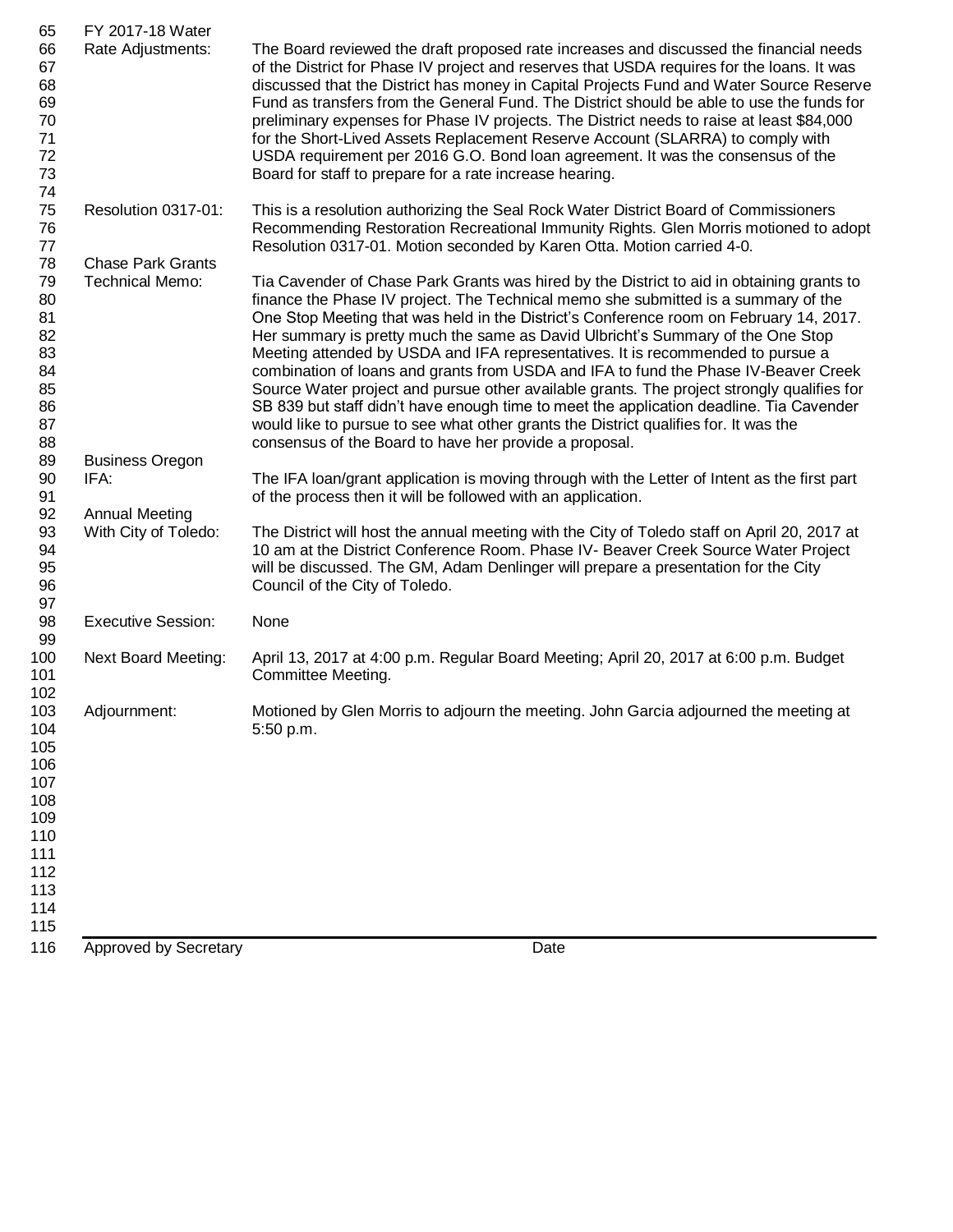**FY 2017-18 Water Rate Adjustments:** The Board reviewed the draft proposed rate increases and discussed the financial needs of the District for Phase IV project and reserves that USDA requires for the loans. It was discussed that the District has money in Capital Projects Fund and Water Source Reserve Fund as transfers from the General Fund. The District should be able to use the funds for preliminary expenses for Phase IV projects. The District needs to raise at least $84,000 for the Short-Lived Assets Replacement Reserve Account (SLARRA) to comply with USDA requirement per 2016 G.O. Bond loan agreement. It was the consensus of the Board for staff to prepare for a rate increase hearing.

**Resolution 0317-01:** This is a resolution authorizing the Seal Rock Water District Board of Commissioners Recommending Restoration Recreational Immunity Rights. Glen Morris motioned to adopt Resolution 0317-01. Motion seconded by Karen Otta. Motion carried 4-0.

**Chase Park Grants Technical Memo:** Tia Cavender of Chase Park Grants was hired by the District to aid in obtaining grants to finance the Phase IV project. The Technical memo she submitted is a summary of the One Stop Meeting that was held in the District's Conference room on February 14, 2017. Her summary is pretty much the same as David Ulbricht's Summary of the One Stop Meeting attended by USDA and IFA representatives. It is recommended to pursue a combination of loans and grants from USDA and IFA to fund the Phase IV-Beaver Creek Source Water project and pursue other available grants. The project strongly qualifies for SB 839 but staff didn't have enough time to meet the application deadline. Tia Cavender would like to pursue to see what other grants the District qualifies for. It was the consensus of the Board to have her provide a proposal.

**Business Oregon IFA:** The IFA loan/grant application is moving through with the Letter of Intent as the first part of the process then it will be followed with an application.

**Annual Meeting With City of Toledo:** The District will host the annual meeting with the City of Toledo staff on April 20, 2017 at 10 am at the District Conference Room. Phase IV- Beaver Creek Source Water Project will be discussed. The GM, Adam Denlinger will prepare a presentation for the City Council of the City of Toledo.

**Executive Session:** None

**Next Board Meeting:** April 13, 2017 at 4:00 p.m. Regular Board Meeting; April 20, 2017 at 6:00 p.m. Budget Committee Meeting.

**Adjournment:** Motioned by Glen Morris to adjourn the meeting. John Garcia adjourned the meeting at 5:50 p.m.

---

Approved by Secretary Date